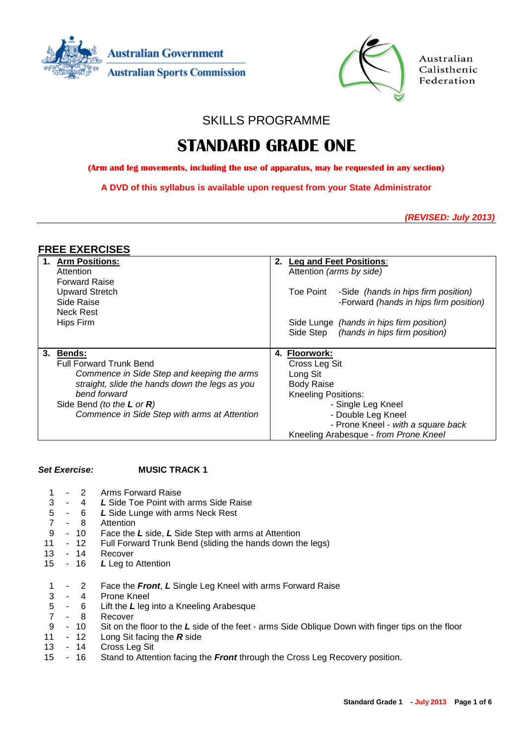Australian Government
Australian Sports Commission

Australian Calisthenic Federation

SKILLS PROGRAMME

# STANDARD GRADE ONE

**(Arm and leg movements, including the use of apparatus, may be requested in any section)**

**A DVD of this syllabus is available upon request from your State Administrator**

***(REVISED: July 2013)***

## FREE EXERCISES

| **1. Arm Positions:** | **2. Leg and Feet Positions:** |
|---|---|
| Attention<br>Forward Raise<br>Upward Stretch<br>Side Raise<br>Neck Rest<br>Hips Firm | Attention *(arms by side)*<br><br>Toe Point -Side *(hands in hips firm position)*<br>-Forward *(hands in hips firm position)*<br><br>Side Lunge *(hands in hips firm position)*<br>Side Step *(hands in hips firm position)* |
| **3. Bends:** | **4. Floorwork:** |
| Full Forward Trunk Bend<br>*Commence in Side Step and keeping the arms straight, slide the hands down the legs as you bend forward*<br>Side Bend *(to the **L** or **R**)*<br>*Commence in Side Step with arms at Attention* | Cross Leg Sit<br>Long Sit<br>Body Raise<br>Kneeling Positions:<br>- Single Leg Kneel<br>- Double Leg Kneel<br>- Prone Kneel - *with a square back*<br>Kneeling Arabesque - *from Prone Kneel* |

***Set Exercise:*** **MUSIC TRACK 1**

| | |
|---|---|
| 1 - 2 | Arms Forward Raise |
| 3 - 4 | ***L*** Side Toe Point with arms Side Raise |
| 5 - 6 | ***L*** Side Lunge with arms Neck Rest |
| 7 - 8 | Attention |
| 9 - 10 | Face the ***L*** side, ***L*** Side Step with arms at Attention |
| 11 - 12 | Full Forward Trunk Bend (sliding the hands down the legs) |
| 13 - 14 | Recover |
| 15 - 16 | ***L*** Leg to Attention |

| | |
|---|---|
| 1 - 2 | Face the ***Front***, ***L*** Single Leg Kneel with arms Forward Raise |
| 3 - 4 | Prone Kneel |
| 5 - 6 | Lift the ***L*** leg into a Kneeling Arabesque |
| 7 - 8 | Recover |
| 9 - 10 | Sit on the floor to the ***L*** side of the feet - arms Side Oblique Down with finger tips on the floor |
| 11 - 12 | Long Sit facing the ***R*** side |
| 13 - 14 | Cross Leg Sit |
| 15 - 16 | Stand to Attention facing the ***Front*** through the Cross Leg Recovery position. |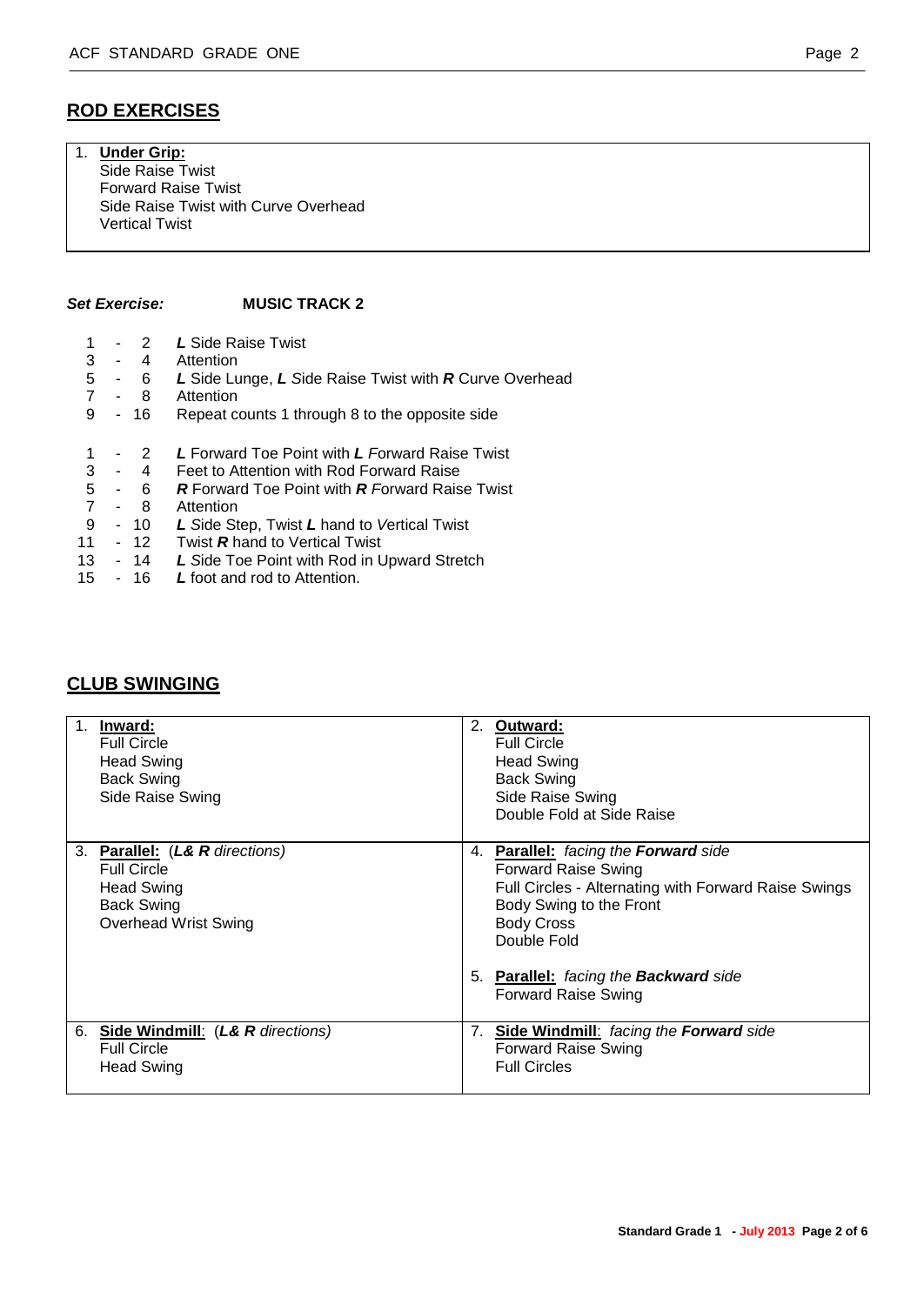## ROD EXERCISES

1. **Under Grip:**
   Side Raise Twist
   Forward Raise Twist
   Side Raise Twist with Curve Overhead
   Vertical Twist

***Set Exercise:*** **MUSIC TRACK 2**

| | |
|---|---|
| 1 - 2 | ***L*** Side Raise Twist |
| 3 - 4 | Attention |
| 5 - 6 | ***L*** Side Lunge, ***L*** *S*ide Raise Twist with ***R*** Curve Overhead |
| 7 - 8 | Attention |
| 9 - 16 | Repeat counts 1 through 8 to the opposite side |

| | |
|---|---|
| 1 - 2 | ***L*** Forward Toe Point with ***L*** *F*orward Raise Twist |
| 3 - 4 | Feet to Attention with Rod Forward Raise |
| 5 - 6 | ***R*** Forward Toe Point with ***R*** *F*orward Raise Twist |
| 7 - 8 | Attention |
| 9 - 10 | ***L*** *S*ide Step, Twist ***L*** hand to *V*ertical Twist |
| 11 - 12 | Twist ***R*** hand to Vertical Twist |
| 13 - 14 | ***L*** *S*ide Toe Point with Rod in Upward Stretch |
| 15 - 16 | ***L*** foot and rod to Attention. |

## CLUB SWINGING

1. **Inward:**
   Full Circle
   Head Swing
   Back Swing
   Side Raise Swing

2. **Outward:**
   Full Circle
   Head Swing
   Back Swing
   Side Raise Swing
   Double Fold at Side Raise

3. **Parallel:** (***L& R*** *directions)*
   Full Circle
   Head Swing
   Back Swing
   Overhead Wrist Swing

4. **Parallel:** *facing the **Forward** side*
   Forward Raise Swing
   Full Circles - Alternating with Forward Raise Swings
   Body Swing to the Front
   Body Cross
   Double Fold

5. **Parallel:** *facing the **Backward** side*
   Forward Raise Swing

6. **Side Windmill**: (***L& R*** *directions)*
   Full Circle
   Head Swing

7. **Side Windmill**: *facing the **Forward** side*
   Forward Raise Swing
   Full Circles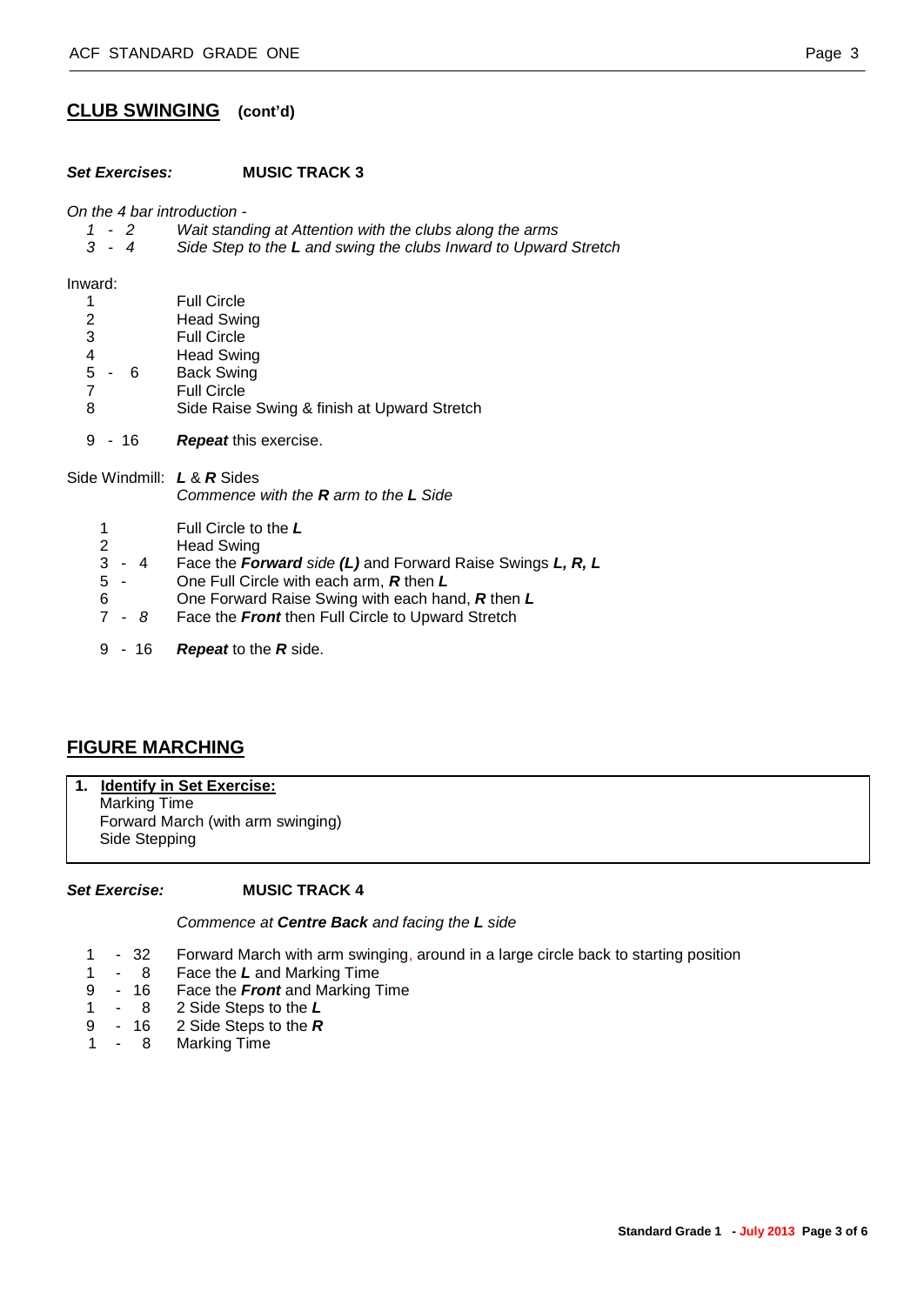## CLUB SWINGING (cont'd)

***Set Exercises:*** **MUSIC TRACK 3**

*On the 4 bar introduction -*

| | |
|---|---|
| *1 - 2* | *Wait standing at Attention with the clubs along the arms* |
| *3 - 4* | *Side Step to the **L** and swing the clubs Inward to Upward Stretch* |

Inward:

| | |
|---|---|
| 1 | Full Circle |
| 2 | Head Swing |
| 3 | Full Circle |
| 4 | Head Swing |
| 5 - 6 | Back Swing |
| 7 | Full Circle |
| 8 | Side Raise Swing & finish at Upward Stretch |
| 9 - 16 | ***Repeat*** this exercise. |

Side Windmill: ***L*** & ***R*** Sides
*Commence with the **R** arm to the **L** Side*

| | |
|---|---|
| 1 | Full Circle to the ***L*** |
| 2 | Head Swing |
| 3 - 4 | Face the ***Forward*** *side **(L)*** and Forward Raise Swings ***L, R, L*** |
| 5 - | One Full Circle with each arm, ***R*** then ***L*** |
| 6 | One Forward Raise Swing with each hand, ***R*** then ***L*** |
| 7 - *8* | Face the ***Front*** then Full Circle to Upward Stretch |
| 9 - 16 | ***Repeat*** to the ***R*** side. |

## FIGURE MARCHING

**1. Identify in Set Exercise:**
Marking Time
Forward March (with arm swinging)
Side Stepping

***Set Exercise:*** **MUSIC TRACK 4**

*Commence at **Centre Back** and facing the **L** side*

| | |
|---|---|
| 1 - 32 | Forward March with arm swinging, around in a large circle back to starting position |
| 1 - 8 | Face the ***L*** and Marking Time |
| 9 - 16 | Face the ***Front*** and Marking Time |
| 1 - 8 | 2 Side Steps to the ***L*** |
| 9 - 16 | 2 Side Steps to the ***R*** |
| 1 - 8 | Marking Time |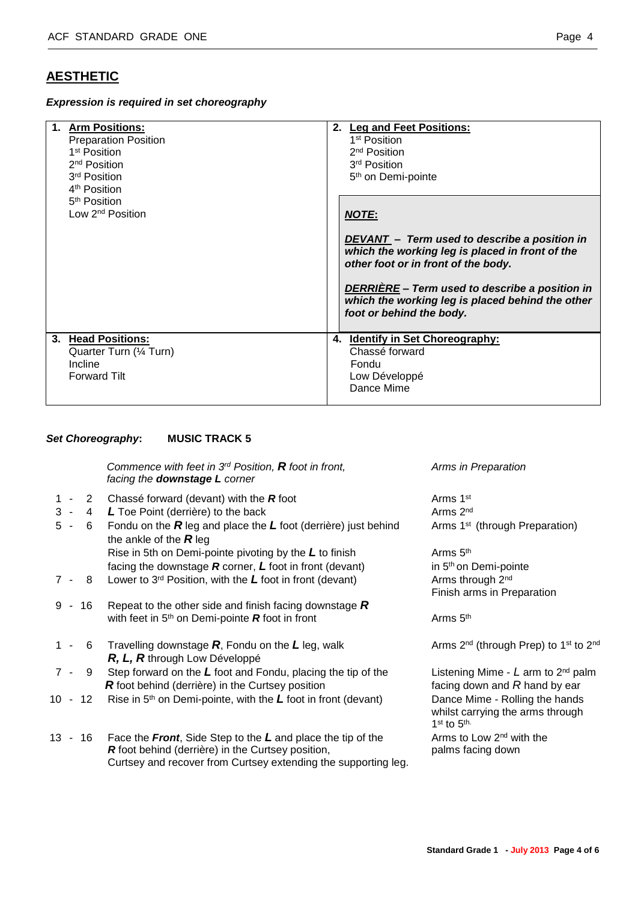## AESTHETIC

***Expression is required in set choreography***

| 1. **Arm Positions:** | 2. **Leg and Feet Positions:** |
|---|---|
| Preparation Position<br>1st Position<br>2nd Position<br>3rd Position<br>4th Position<br>5th Position<br>Low 2nd Position | 1st Position<br>2nd Position<br>3rd Position<br>5th on Demi-pointe<br><br>***NOTE:***<br><br>***DEVANT – Term used to describe a position in which the working leg is placed in front of the other foot or in front of the body.***<br><br>***DERRIÈRE – Term used to describe a position in which the working leg is placed behind the other foot or behind the body.*** |
| 3. **Head Positions:** | 4. **Identify in Set Choreography:** |
| Quarter Turn (¼ Turn)<br>Incline<br>Forward Tilt | Chassé forward<br>Fondu<br>Low Développé<br>Dance Mime |

***Set Choreography*: MUSIC TRACK 5**

| Counts | Steps | Arms |
|---|---|---|
| | *Commence with feet in 3rd Position, **R** foot in front, facing the **downstage L** corner* | *Arms in Preparation* |
| 1 - 2 | Chassé forward (devant) with the ***R*** foot | Arms 1st |
| 3 - 4 | ***L*** Toe Point (derrière) to the back | Arms 2nd |
| 5 - 6 | Fondu on the ***R*** leg and place the ***L*** foot (derrière) just behind the ankle of the ***R*** leg<br>Rise in 5th on Demi-pointe pivoting by the ***L*** to finish facing the downstage ***R*** corner, ***L*** foot in front (devant) | Arms 1st (through Preparation)<br><br>Arms 5th<br>in 5th on Demi-pointe |
| 7 - 8 | Lower to 3rd Position, with the ***L*** foot in front (devant) | Arms through 2nd<br>Finish arms in Preparation |
| 9 - 16 | Repeat to the other side and finish facing downstage ***R*** with feet in 5th on Demi-pointe ***R*** foot in front | Arms 5th |
| 1 - 6 | Travelling downstage ***R***, Fondu on the ***L*** leg, walk ***R, L, R*** through Low Développé | Arms 2nd (through Prep) to 1st to 2nd |
| 7 - 9 | Step forward on the ***L*** foot and Fondu, placing the tip of the ***R*** foot behind (derrière) in the Curtsey position | Listening Mime - *L* arm to 2nd palm facing down and *R* hand by ear |
| 10 - 12 | Rise in 5th on Demi-pointe, with the ***L*** foot in front (devant) | Dance Mime - Rolling the hands whilst carrying the arms through 1st to 5th. |
| 13 - 16 | Face the ***Front***, Side Step to the ***L*** and place the tip of the ***R*** foot behind (derrière) in the Curtsey position,<br>Curtsey and recover from Curtsey extending the supporting leg. | Arms to Low 2nd with the palms facing down |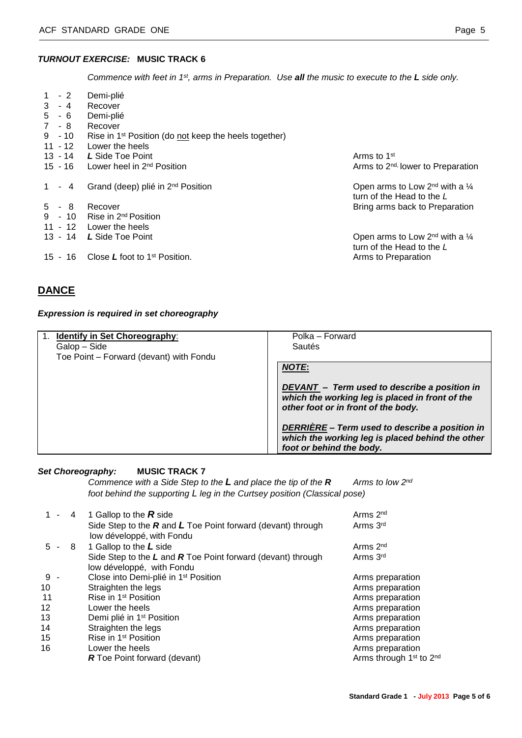### ***TURNOUT EXERCISE:*** **MUSIC TRACK 6**

*Commence with feet in 1st, arms in Preparation. Use **all** the music to execute to the **L** side only.*

| Counts | Steps | Arms |
|---|---|---|
| 1 - 2 | Demi-plié | |
| 3 - 4 | Recover | |
| 5 - 6 | Demi-plié | |
| 7 - 8 | Recover | |
| 9 - 10 | Rise in 1st Position (do not keep the heels together) | |
| 11 - 12 | Lower the heels | |
| 13 - 14 | ***L*** Side Toe Point | Arms to 1st |
| 15 - 16 | Lower heel in 2nd Position | Arms to 2nd, lower to Preparation |
| 1 - 4 | Grand (deep) plié in 2nd Position | Open arms to Low 2nd with a ¼ turn of the Head to the *L* |
| 5 - 8 | Recover | Bring arms back to Preparation |
| 9 - 10 | Rise in 2nd Position | |
| 11 - 12 | Lower the heels | |
| 13 - 14 | ***L*** Side Toe Point | Open arms to Low 2nd with a ¼ turn of the Head to the *L* |
| 15 - 16 | Close ***L*** foot to 1st Position. | Arms to Preparation |

## DANCE

***Expression is required in set choreography***

| 1. **Identify in Set Choreography**: | |
|---|---|
| Galop – Side<br>Toe Point – Forward (devant) with Fondu | Polka – Forward<br>Sautés |
| | ***NOTE*:**<br><br>***DEVANT – Term used to describe a position in which the working leg is placed in front of the other foot or in front of the body.***<br><br>***DERRIÈRE – Term used to describe a position in which the working leg is placed behind the other foot or behind the body.*** |

### ***Set Choreography:*** **MUSIC TRACK 7**

*Commence with a Side Step to the **L** and place the tip of the **R** foot behind the supporting L leg in the Curtsey position (Classical pose)* — *Arms to low 2nd*

| Counts | Steps | Arms |
|---|---|---|
| 1 - 4 | 1 Gallop to the ***R*** side | Arms 2nd |
| | Side Step to the ***R*** and ***L*** Toe Point forward (devant) through low développé, with Fondu | Arms 3rd |
| 5 - 8 | 1 Gallop to the ***L*** side | Arms 2nd |
| | Side Step to the ***L*** and ***R*** Toe Point forward (devant) through low développé, with Fondu | Arms 3rd |
| 9 - | Close into Demi-plié in 1st Position | Arms preparation |
| 10 | Straighten the legs | Arms preparation |
| 11 | Rise in 1st Position | Arms preparation |
| 12 | Lower the heels | Arms preparation |
| 13 | Demi plié in 1st Position | Arms preparation |
| 14 | Straighten the legs | Arms preparation |
| 15 | Rise in 1st Position | Arms preparation |
| 16 | Lower the heels | Arms preparation |
| | ***R*** Toe Point forward (devant) | Arms through 1st to 2nd |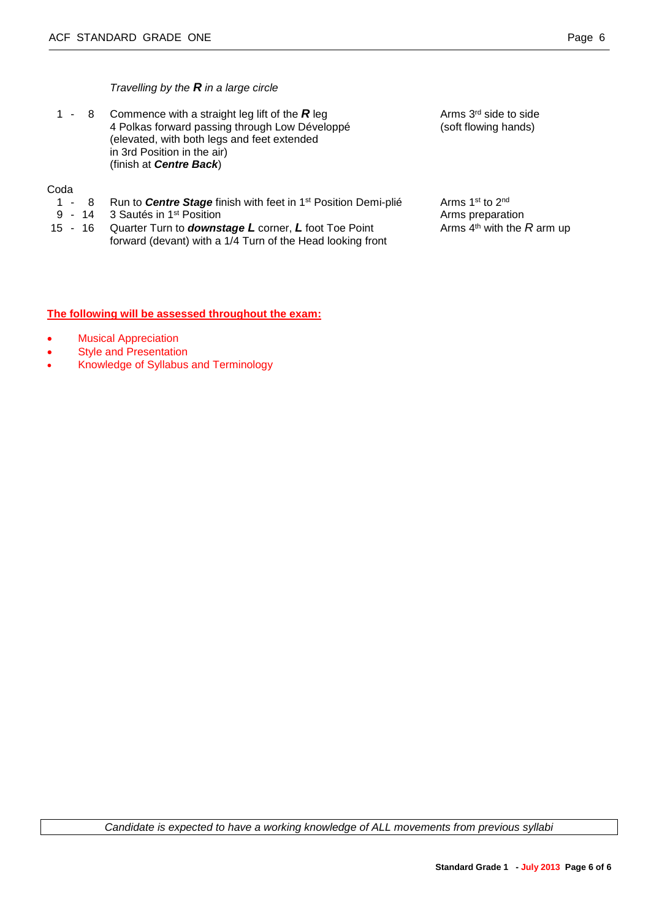*Travelling by the **R** in a large circle*

| | | |
|---|---|---|
| 1 - 8 | Commence with a straight leg lift of the ***R*** leg<br>4 Polkas forward passing through Low Développé<br>(elevated, with both legs and feet extended<br>in 3rd Position in the air)<br>(finish at ***Centre Back***) | Arms 3rd side to side<br>(soft flowing hands) |

Coda

| | | |
|---|---|---|
| 1 - 8 | Run to ***Centre Stage*** finish with feet in 1st Position Demi-plié | Arms 1st to 2nd |
| 9 - 14 | 3 Sautés in 1st Position | Arms preparation |
| 15 - 16 | Quarter Turn to ***downstage L*** corner, ***L*** foot Toe Point forward (devant) with a 1/4 Turn of the Head looking front | Arms 4th with the *R* arm up |

**The following will be assessed throughout the exam:**

- Musical Appreciation
- Style and Presentation
- Knowledge of Syllabus and Terminology

*Candidate is expected to have a working knowledge of ALL movements from previous syllabi*